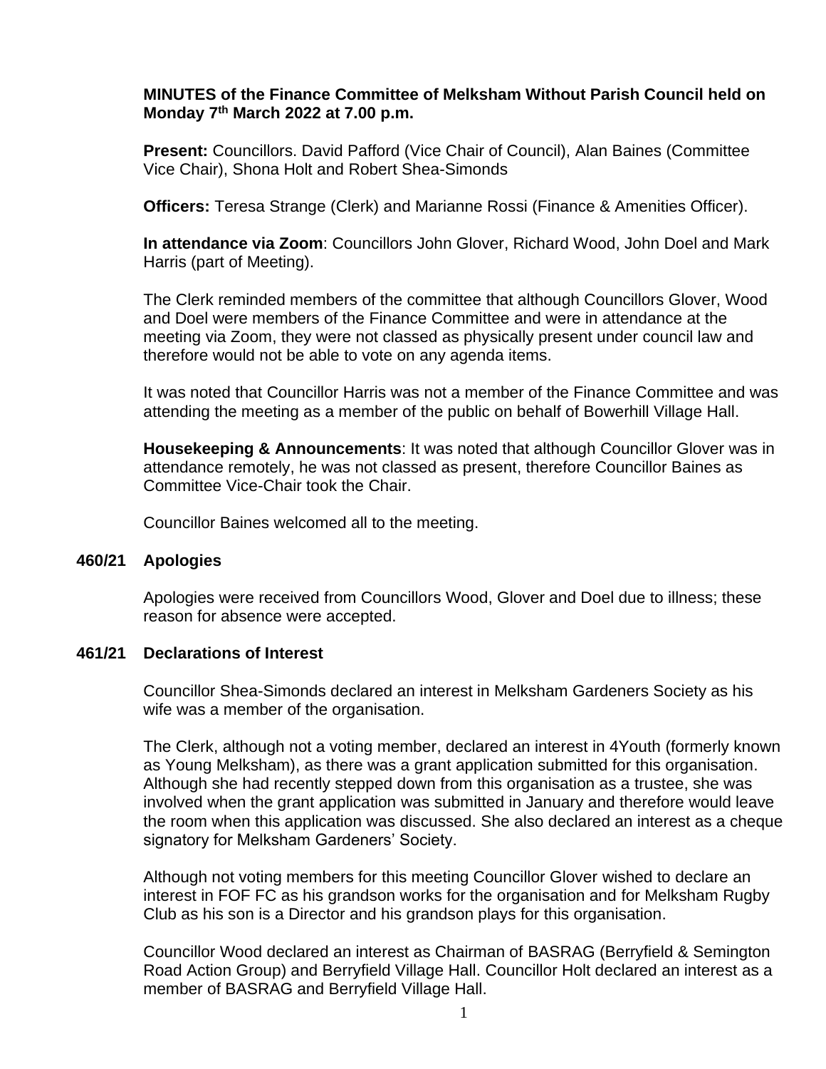**MINUTES of the Finance Committee of Melksham Without Parish Council held on Monday 7th March 2022 at 7.00 p.m.**

**Present:** Councillors. David Pafford (Vice Chair of Council), Alan Baines (Committee Vice Chair), Shona Holt and Robert Shea-Simonds

**Officers:** Teresa Strange (Clerk) and Marianne Rossi (Finance & Amenities Officer).

**In attendance via Zoom**: Councillors John Glover, Richard Wood, John Doel and Mark Harris (part of Meeting).

The Clerk reminded members of the committee that although Councillors Glover, Wood and Doel were members of the Finance Committee and were in attendance at the meeting via Zoom, they were not classed as physically present under council law and therefore would not be able to vote on any agenda items.

It was noted that Councillor Harris was not a member of the Finance Committee and was attending the meeting as a member of the public on behalf of Bowerhill Village Hall.

**Housekeeping & Announcements**: It was noted that although Councillor Glover was in attendance remotely, he was not classed as present, therefore Councillor Baines as Committee Vice-Chair took the Chair.

Councillor Baines welcomed all to the meeting.

## 460/21 Apologies

Apologies were received from Councillors Wood, Glover and Doel due to illness; these reason for absence were accepted.

## 461/21 Declarations of Interest

Councillor Shea-Simonds declared an interest in Melksham Gardeners Society as his wife was a member of the organisation.

The Clerk, although not a voting member, declared an interest in 4Youth (formerly known as Young Melksham), as there was a grant application submitted for this organisation. Although she had recently stepped down from this organisation as a trustee, she was involved when the grant application was submitted in January and therefore would leave the room when this application was discussed. She also declared an interest as a cheque signatory for Melksham Gardeners' Society.

Although not voting members for this meeting Councillor Glover wished to declare an interest in FOF FC as his grandson works for the organisation and for Melksham Rugby Club as his son is a Director and his grandson plays for this organisation.

Councillor Wood declared an interest as Chairman of BASRAG (Berryfield & Semington Road Action Group) and Berryfield Village Hall. Councillor Holt declared an interest as a member of BASRAG and Berryfield Village Hall.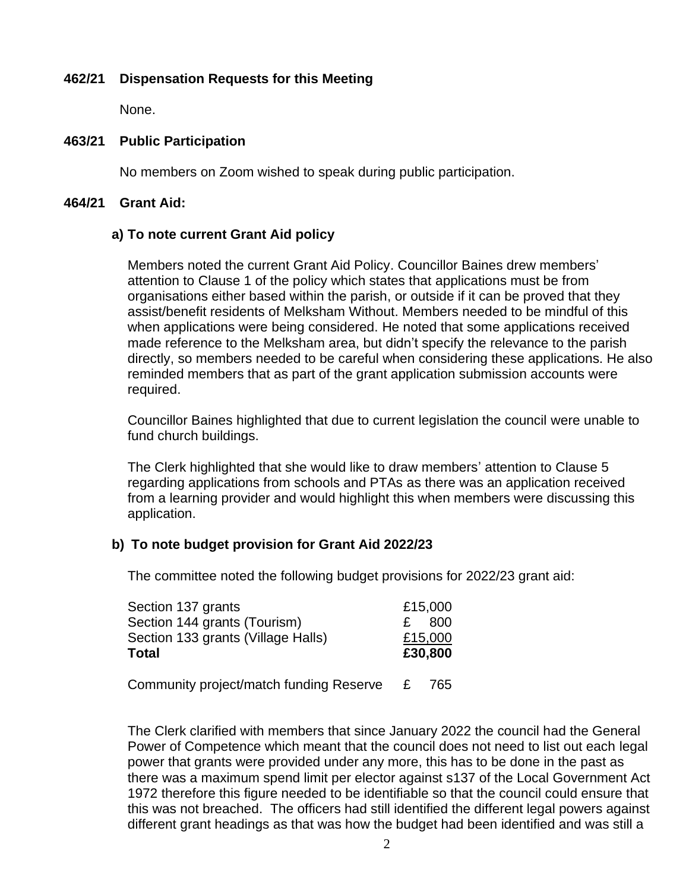**462/21 Dispensation Requests for this Meeting**

None.

**463/21 Public Participation**

No members on Zoom wished to speak during public participation.

**464/21 Grant Aid:**

**a) To note current Grant Aid policy**

Members noted the current Grant Aid Policy. Councillor Baines drew members' attention to Clause 1 of the policy which states that applications must be from organisations either based within the parish, or outside if it can be proved that they assist/benefit residents of Melksham Without. Members needed to be mindful of this when applications were being considered. He noted that some applications received made reference to the Melksham area, but didn't specify the relevance to the parish directly, so members needed to be careful when considering these applications. He also reminded members that as part of the grant application submission accounts were required.

Councillor Baines highlighted that due to current legislation the council were unable to fund church buildings.

The Clerk highlighted that she would like to draw members' attention to Clause 5 regarding applications from schools and PTAs as there was an application received from a learning provider and would highlight this when members were discussing this application.

**b) To note budget provision for Grant Aid 2022/23**

The committee noted the following budget provisions for 2022/23 grant aid:

| | |
|---|---|
| Section 137 grants | £15,000 |
| Section 144 grants (Tourism) | £ 800 |
| Section 133 grants (Village Halls) | £15,000 |
| **Total** | **£30,800** |
| | |
| Community project/match funding Reserve | £ 765 |

The Clerk clarified with members that since January 2022 the council had the General Power of Competence which meant that the council does not need to list out each legal power that grants were provided under any more, this has to be done in the past as there was a maximum spend limit per elector against s137 of the Local Government Act 1972 therefore this figure needed to be identifiable so that the council could ensure that this was not breached. The officers had still identified the different legal powers against different grant headings as that was how the budget had been identified and was still a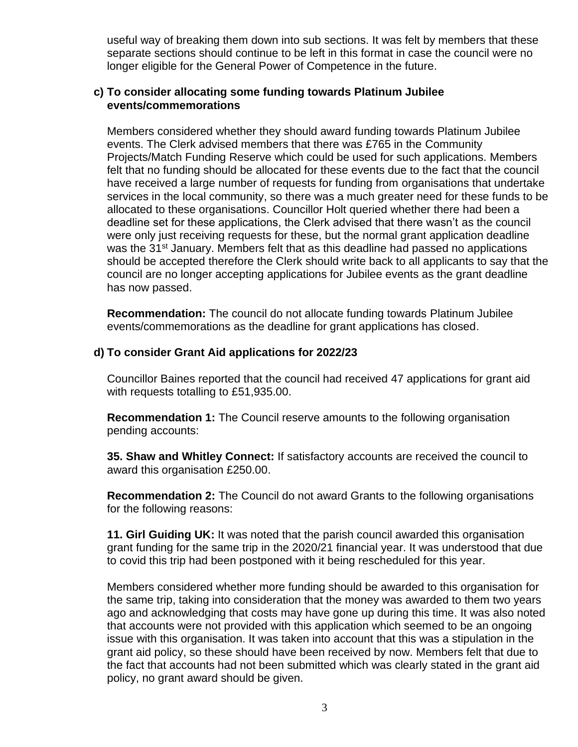useful way of breaking them down into sub sections. It was felt by members that these separate sections should continue to be left in this format in case the council were no longer eligible for the General Power of Competence in the future.

**c) To consider allocating some funding towards Platinum Jubilee events/commemorations**

Members considered whether they should award funding towards Platinum Jubilee events. The Clerk advised members that there was £765 in the Community Projects/Match Funding Reserve which could be used for such applications. Members felt that no funding should be allocated for these events due to the fact that the council have received a large number of requests for funding from organisations that undertake services in the local community, so there was a much greater need for these funds to be allocated to these organisations. Councillor Holt queried whether there had been a deadline set for these applications, the Clerk advised that there wasn't as the council were only just receiving requests for these, but the normal grant application deadline was the 31st January. Members felt that as this deadline had passed no applications should be accepted therefore the Clerk should write back to all applicants to say that the council are no longer accepting applications for Jubilee events as the grant deadline has now passed.

**Recommendation:** The council do not allocate funding towards Platinum Jubilee events/commemorations as the deadline for grant applications has closed.

**d) To consider Grant Aid applications for 2022/23**

Councillor Baines reported that the council had received 47 applications for grant aid with requests totalling to £51,935.00.

**Recommendation 1:** The Council reserve amounts to the following organisation pending accounts:

**35. Shaw and Whitley Connect:** If satisfactory accounts are received the council to award this organisation £250.00.

**Recommendation 2:** The Council do not award Grants to the following organisations for the following reasons:

**11. Girl Guiding UK:** It was noted that the parish council awarded this organisation grant funding for the same trip in the 2020/21 financial year. It was understood that due to covid this trip had been postponed with it being rescheduled for this year.

Members considered whether more funding should be awarded to this organisation for the same trip, taking into consideration that the money was awarded to them two years ago and acknowledging that costs may have gone up during this time. It was also noted that accounts were not provided with this application which seemed to be an ongoing issue with this organisation. It was taken into account that this was a stipulation in the grant aid policy, so these should have been received by now. Members felt that due to the fact that accounts had not been submitted which was clearly stated in the grant aid policy, no grant award should be given.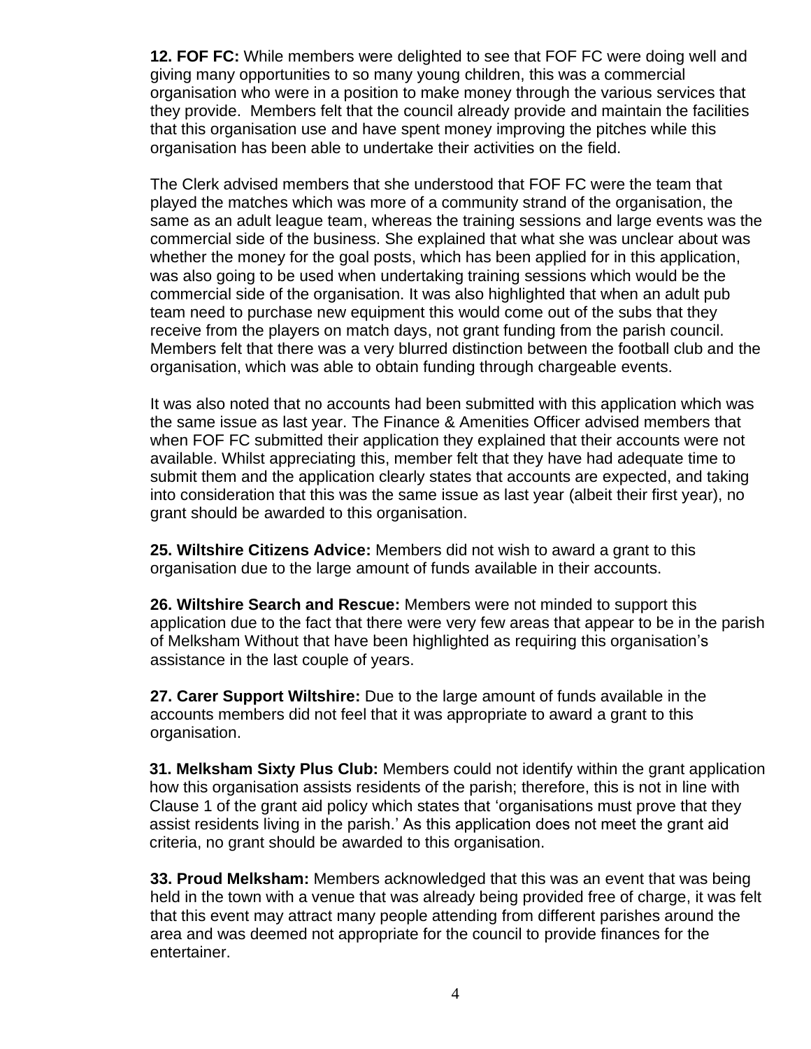**12. FOF FC:** While members were delighted to see that FOF FC were doing well and giving many opportunities to so many young children, this was a commercial organisation who were in a position to make money through the various services that they provide. Members felt that the council already provide and maintain the facilities that this organisation use and have spent money improving the pitches while this organisation has been able to undertake their activities on the field.

The Clerk advised members that she understood that FOF FC were the team that played the matches which was more of a community strand of the organisation, the same as an adult league team, whereas the training sessions and large events was the commercial side of the business. She explained that what she was unclear about was whether the money for the goal posts, which has been applied for in this application, was also going to be used when undertaking training sessions which would be the commercial side of the organisation. It was also highlighted that when an adult pub team need to purchase new equipment this would come out of the subs that they receive from the players on match days, not grant funding from the parish council. Members felt that there was a very blurred distinction between the football club and the organisation, which was able to obtain funding through chargeable events.

It was also noted that no accounts had been submitted with this application which was the same issue as last year. The Finance & Amenities Officer advised members that when FOF FC submitted their application they explained that their accounts were not available. Whilst appreciating this, member felt that they have had adequate time to submit them and the application clearly states that accounts are expected, and taking into consideration that this was the same issue as last year (albeit their first year), no grant should be awarded to this organisation.

**25. Wiltshire Citizens Advice:** Members did not wish to award a grant to this organisation due to the large amount of funds available in their accounts.

**26. Wiltshire Search and Rescue:** Members were not minded to support this application due to the fact that there were very few areas that appear to be in the parish of Melksham Without that have been highlighted as requiring this organisation's assistance in the last couple of years.

**27. Carer Support Wiltshire:** Due to the large amount of funds available in the accounts members did not feel that it was appropriate to award a grant to this organisation.

**31. Melksham Sixty Plus Club:** Members could not identify within the grant application how this organisation assists residents of the parish; therefore, this is not in line with Clause 1 of the grant aid policy which states that 'organisations must prove that they assist residents living in the parish.' As this application does not meet the grant aid criteria, no grant should be awarded to this organisation.

**33. Proud Melksham:** Members acknowledged that this was an event that was being held in the town with a venue that was already being provided free of charge, it was felt that this event may attract many people attending from different parishes around the area and was deemed not appropriate for the council to provide finances for the entertainer.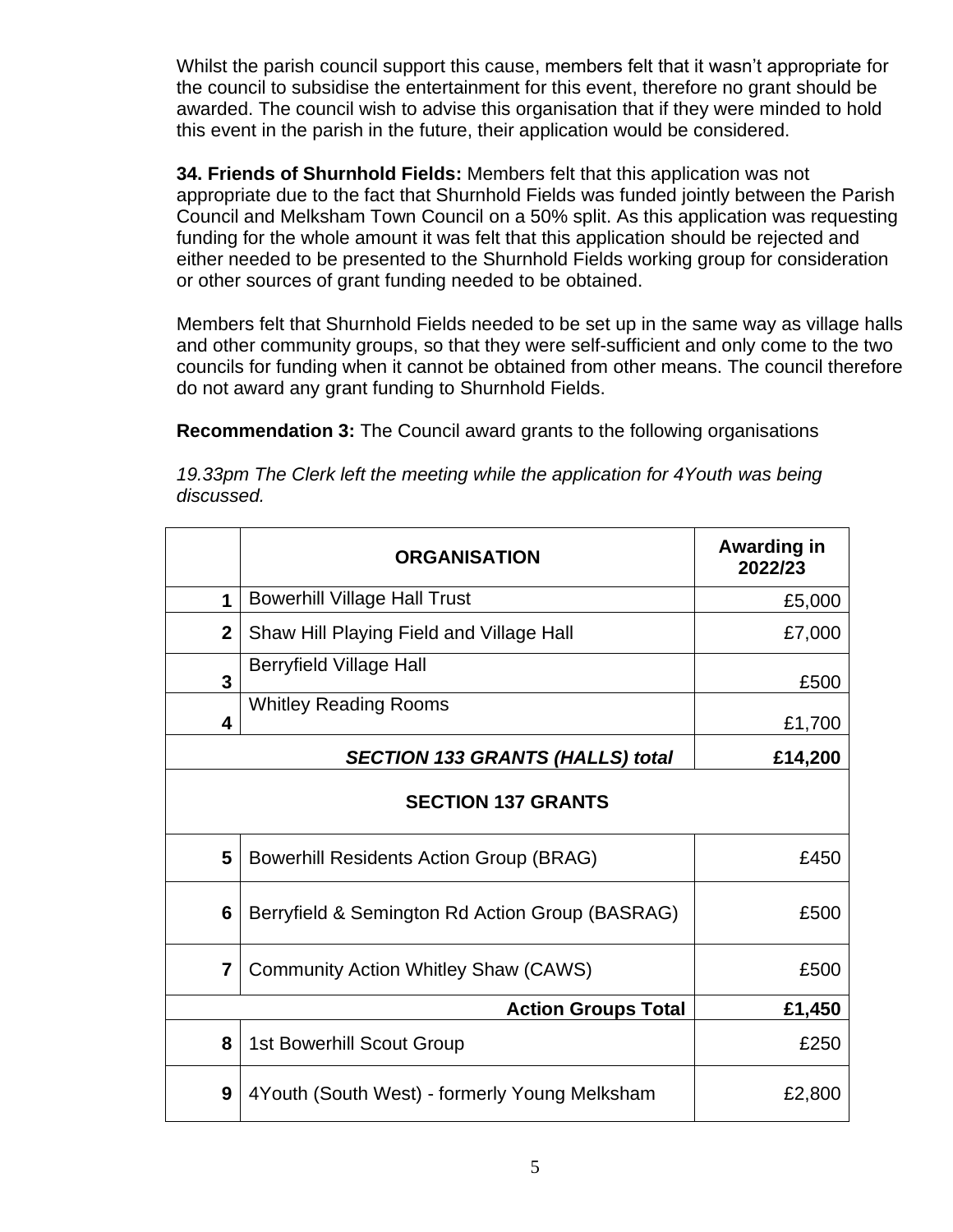Whilst the parish council support this cause, members felt that it wasn't appropriate for the council to subsidise the entertainment for this event, therefore no grant should be awarded. The council wish to advise this organisation that if they were minded to hold this event in the parish in the future, their application would be considered.

**34. Friends of Shurnhold Fields:** Members felt that this application was not appropriate due to the fact that Shurnhold Fields was funded jointly between the Parish Council and Melksham Town Council on a 50% split. As this application was requesting funding for the whole amount it was felt that this application should be rejected and either needed to be presented to the Shurnhold Fields working group for consideration or other sources of grant funding needed to be obtained.

Members felt that Shurnhold Fields needed to be set up in the same way as village halls and other community groups, so that they were self-sufficient and only come to the two councils for funding when it cannot be obtained from other means. The council therefore do not award any grant funding to Shurnhold Fields.

**Recommendation 3:** The Council award grants to the following organisations

*19.33pm The Clerk left the meeting while the application for 4Youth was being discussed.*

| | ORGANISATION | Awarding in 2022/23 |
|---|---|---|
| 1 | Bowerhill Village Hall Trust | £5,000 |
| 2 | Shaw Hill Playing Field and Village Hall | £7,000 |
| 3 | Berryfield Village Hall | £500 |
| 4 | Whitley Reading Rooms | £1,700 |
| | ***SECTION 133 GRANTS (HALLS) total*** | **£14,200** |
| | **SECTION 137 GRANTS** | |
| 5 | Bowerhill Residents Action Group (BRAG) | £450 |
| 6 | Berryfield & Semington Rd Action Group (BASRAG) | £500 |
| 7 | Community Action Whitley Shaw (CAWS) | £500 |
| | **Action Groups Total** | **£1,450** |
| 8 | 1st Bowerhill Scout Group | £250 |
| 9 | 4Youth (South West) - formerly Young Melksham | £2,800 |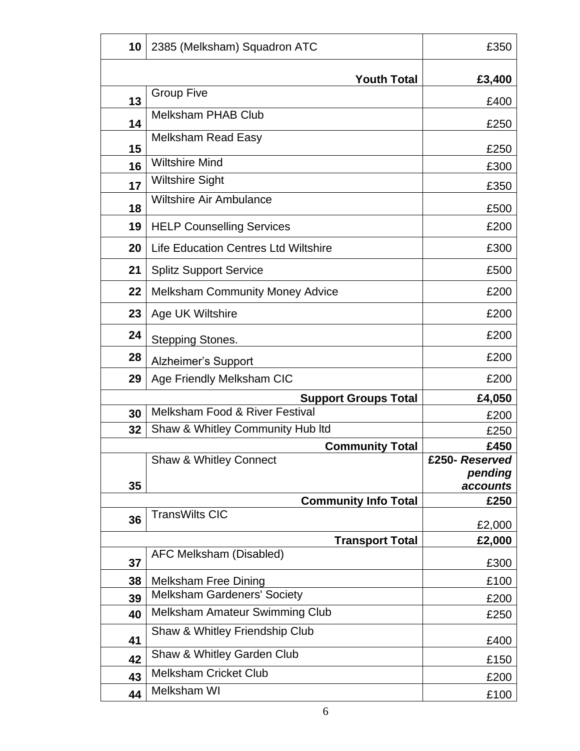| 10 | 2385 (Melksham) Squadron ATC | £350 |
|---|---|---|
| | **Youth Total** | **£3,400** |
| 13 | Group Five | £400 |
| 14 | Melksham PHAB Club | £250 |
| 15 | Melksham Read Easy | £250 |
| 16 | Wiltshire Mind | £300 |
| 17 | Wiltshire Sight | £350 |
| 18 | Wiltshire Air Ambulance | £500 |
| 19 | HELP Counselling Services | £200 |
| 20 | Life Education Centres Ltd Wiltshire | £300 |
| 21 | Splitz Support Service | £500 |
| 22 | Melksham Community Money Advice | £200 |
| 23 | Age UK Wiltshire | £200 |
| 24 | Stepping Stones. | £200 |
| 28 | Alzheimer's Support | £200 |
| 29 | Age Friendly Melksham CIC | £200 |
| | **Support Groups Total** | **£4,050** |
| 30 | Melksham Food & River Festival | £200 |
| 32 | Shaw & Whitley Community Hub ltd | £250 |
| | **Community Total** | **£450** |
| 35 | Shaw & Whitley Connect | **£250- *Reserved pending accounts*** |
| | **Community Info Total** | **£250** |
| 36 | TransWilts CIC | £2,000 |
| | **Transport Total** | **£2,000** |
| 37 | AFC Melksham (Disabled) | £300 |
| 38 | Melksham Free Dining | £100 |
| 39 | Melksham Gardeners' Society | £200 |
| 40 | Melksham Amateur Swimming Club | £250 |
| 41 | Shaw & Whitley Friendship Club | £400 |
| 42 | Shaw & Whitley Garden Club | £150 |
| 43 | Melksham Cricket Club | £200 |
| 44 | Melksham WI | £100 |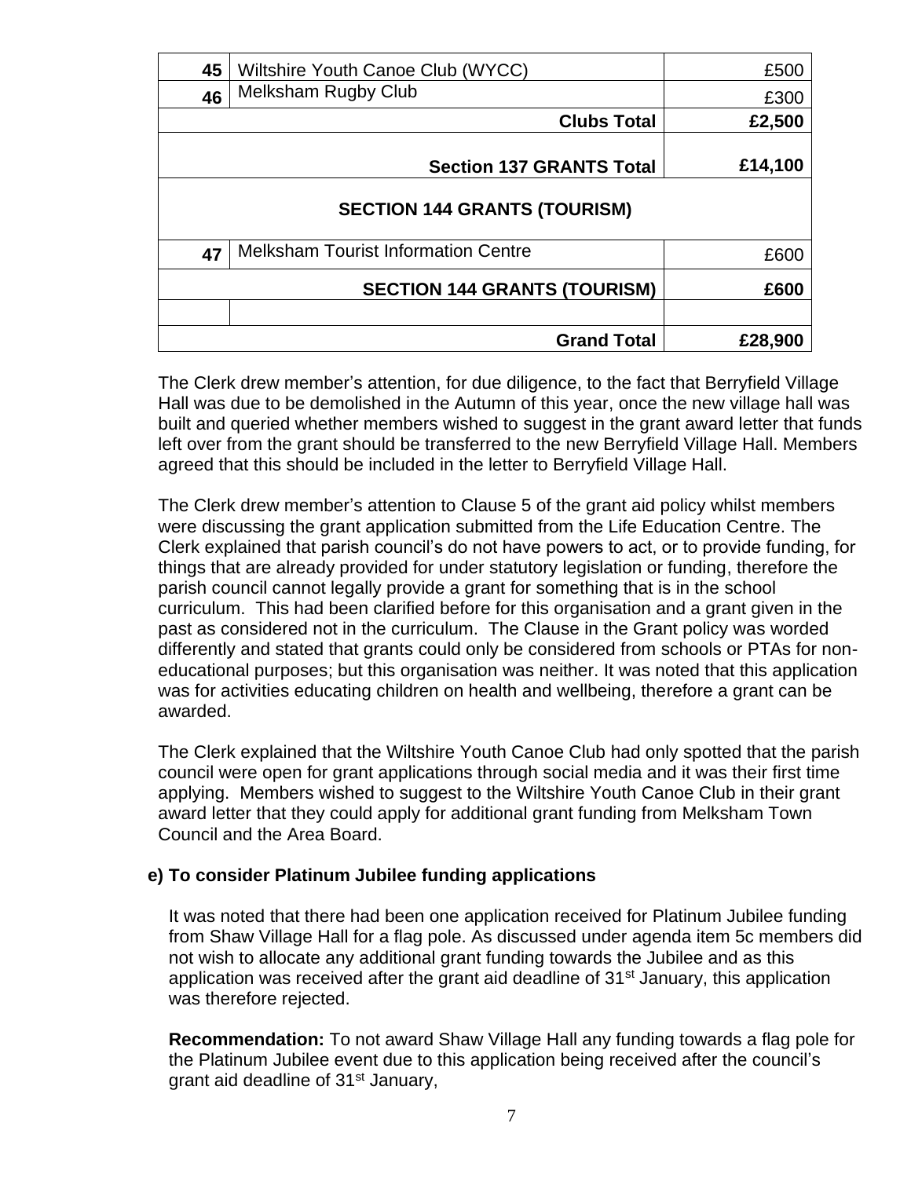| | | |
|---|---|---|
| **45** | Wiltshire Youth Canoe Club (WYCC) | £500 |
| **46** | Melksham Rugby Club | £300 |
| | **Clubs Total** | **£2,500** |
| | **Section 137 GRANTS Total** | **£14,100** |
| | **SECTION 144 GRANTS (TOURISM)** | |
| **47** | Melksham Tourist Information Centre | £600 |
| | **SECTION 144 GRANTS (TOURISM)** | **£600** |
| | | |
| | **Grand Total** | **£28,900** |

The Clerk drew member's attention, for due diligence, to the fact that Berryfield Village Hall was due to be demolished in the Autumn of this year, once the new village hall was built and queried whether members wished to suggest in the grant award letter that funds left over from the grant should be transferred to the new Berryfield Village Hall. Members agreed that this should be included in the letter to Berryfield Village Hall.

The Clerk drew member's attention to Clause 5 of the grant aid policy whilst members were discussing the grant application submitted from the Life Education Centre. The Clerk explained that parish council's do not have powers to act, or to provide funding, for things that are already provided for under statutory legislation or funding, therefore the parish council cannot legally provide a grant for something that is in the school curriculum. This had been clarified before for this organisation and a grant given in the past as considered not in the curriculum. The Clause in the Grant policy was worded differently and stated that grants could only be considered from schools or PTAs for non-educational purposes; but this organisation was neither. It was noted that this application was for activities educating children on health and wellbeing, therefore a grant can be awarded.

The Clerk explained that the Wiltshire Youth Canoe Club had only spotted that the parish council were open for grant applications through social media and it was their first time applying. Members wished to suggest to the Wiltshire Youth Canoe Club in their grant award letter that they could apply for additional grant funding from Melksham Town Council and the Area Board.

**e) To consider Platinum Jubilee funding applications**

It was noted that there had been one application received for Platinum Jubilee funding from Shaw Village Hall for a flag pole. As discussed under agenda item 5c members did not wish to allocate any additional grant funding towards the Jubilee and as this application was received after the grant aid deadline of 31st January, this application was therefore rejected.

**Recommendation:** To not award Shaw Village Hall any funding towards a flag pole for the Platinum Jubilee event due to this application being received after the council's grant aid deadline of 31st January,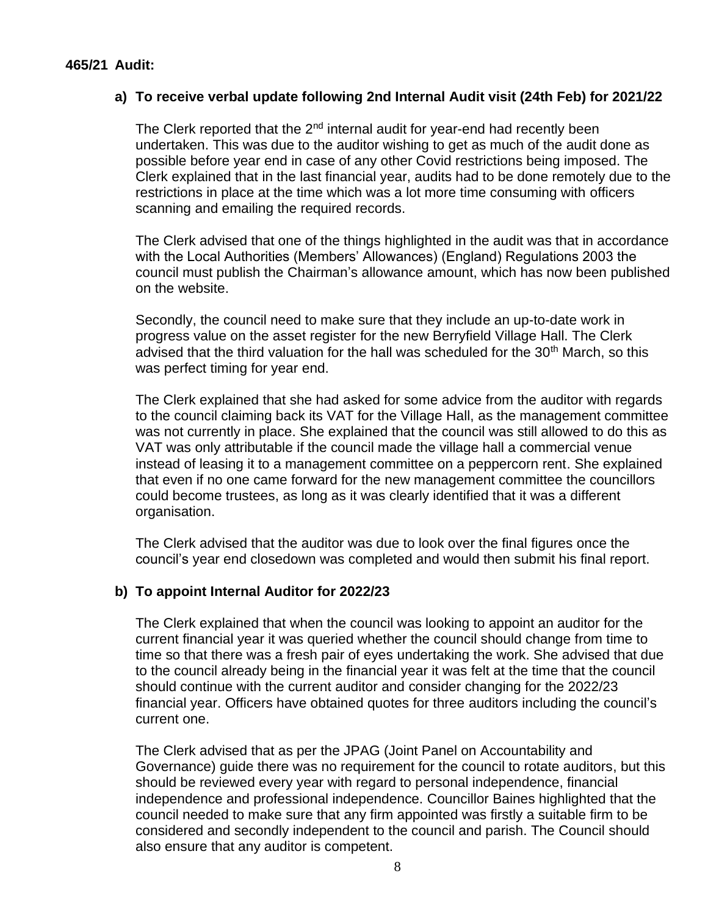**465/21 Audit:**

**a) To receive verbal update following 2nd Internal Audit visit (24th Feb) for 2021/22**

The Clerk reported that the 2nd internal audit for year-end had recently been undertaken. This was due to the auditor wishing to get as much of the audit done as possible before year end in case of any other Covid restrictions being imposed. The Clerk explained that in the last financial year, audits had to be done remotely due to the restrictions in place at the time which was a lot more time consuming with officers scanning and emailing the required records.

The Clerk advised that one of the things highlighted in the audit was that in accordance with the Local Authorities (Members' Allowances) (England) Regulations 2003 the council must publish the Chairman's allowance amount, which has now been published on the website.

Secondly, the council need to make sure that they include an up-to-date work in progress value on the asset register for the new Berryfield Village Hall. The Clerk advised that the third valuation for the hall was scheduled for the 30th March, so this was perfect timing for year end.

The Clerk explained that she had asked for some advice from the auditor with regards to the council claiming back its VAT for the Village Hall, as the management committee was not currently in place. She explained that the council was still allowed to do this as VAT was only attributable if the council made the village hall a commercial venue instead of leasing it to a management committee on a peppercorn rent. She explained that even if no one came forward for the new management committee the councillors could become trustees, as long as it was clearly identified that it was a different organisation.

The Clerk advised that the auditor was due to look over the final figures once the council's year end closedown was completed and would then submit his final report.

**b) To appoint Internal Auditor for 2022/23**

The Clerk explained that when the council was looking to appoint an auditor for the current financial year it was queried whether the council should change from time to time so that there was a fresh pair of eyes undertaking the work. She advised that due to the council already being in the financial year it was felt at the time that the council should continue with the current auditor and consider changing for the 2022/23 financial year. Officers have obtained quotes for three auditors including the council's current one.

The Clerk advised that as per the JPAG (Joint Panel on Accountability and Governance) guide there was no requirement for the council to rotate auditors, but this should be reviewed every year with regard to personal independence, financial independence and professional independence. Councillor Baines highlighted that the council needed to make sure that any firm appointed was firstly a suitable firm to be considered and secondly independent to the council and parish. The Council should also ensure that any auditor is competent.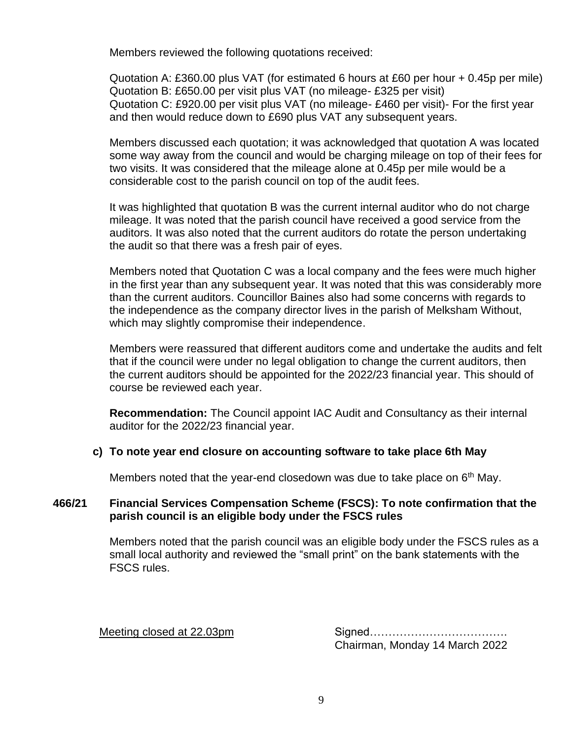Members reviewed the following quotations received:

Quotation A: £360.00 plus VAT (for estimated 6 hours at £60 per hour + 0.45p per mile)
Quotation B: £650.00 per visit plus VAT (no mileage- £325 per visit)
Quotation C: £920.00 per visit plus VAT (no mileage- £460 per visit)- For the first year and then would reduce down to £690 plus VAT any subsequent years.

Members discussed each quotation; it was acknowledged that quotation A was located some way away from the council and would be charging mileage on top of their fees for two visits. It was considered that the mileage alone at 0.45p per mile would be a considerable cost to the parish council on top of the audit fees.

It was highlighted that quotation B was the current internal auditor who do not charge mileage. It was noted that the parish council have received a good service from the auditors. It was also noted that the current auditors do rotate the person undertaking the audit so that there was a fresh pair of eyes.

Members noted that Quotation C was a local company and the fees were much higher in the first year than any subsequent year. It was noted that this was considerably more than the current auditors. Councillor Baines also had some concerns with regards to the independence as the company director lives in the parish of Melksham Without, which may slightly compromise their independence.

Members were reassured that different auditors come and undertake the audits and felt that if the council were under no legal obligation to change the current auditors, then the current auditors should be appointed for the 2022/23 financial year. This should of course be reviewed each year.

**Recommendation:** The Council appoint IAC Audit and Consultancy as their internal auditor for the 2022/23 financial year.

**c) To note year end closure on accounting software to take place 6th May**

Members noted that the year-end closedown was due to take place on 6th May.

**466/21 Financial Services Compensation Scheme (FSCS): To note confirmation that the parish council is an eligible body under the FSCS rules**

Members noted that the parish council was an eligible body under the FSCS rules as a small local authority and reviewed the "small print" on the bank statements with the FSCS rules.

Meeting closed at 22.03pm

Signed……………………………….
Chairman, Monday 14 March 2022